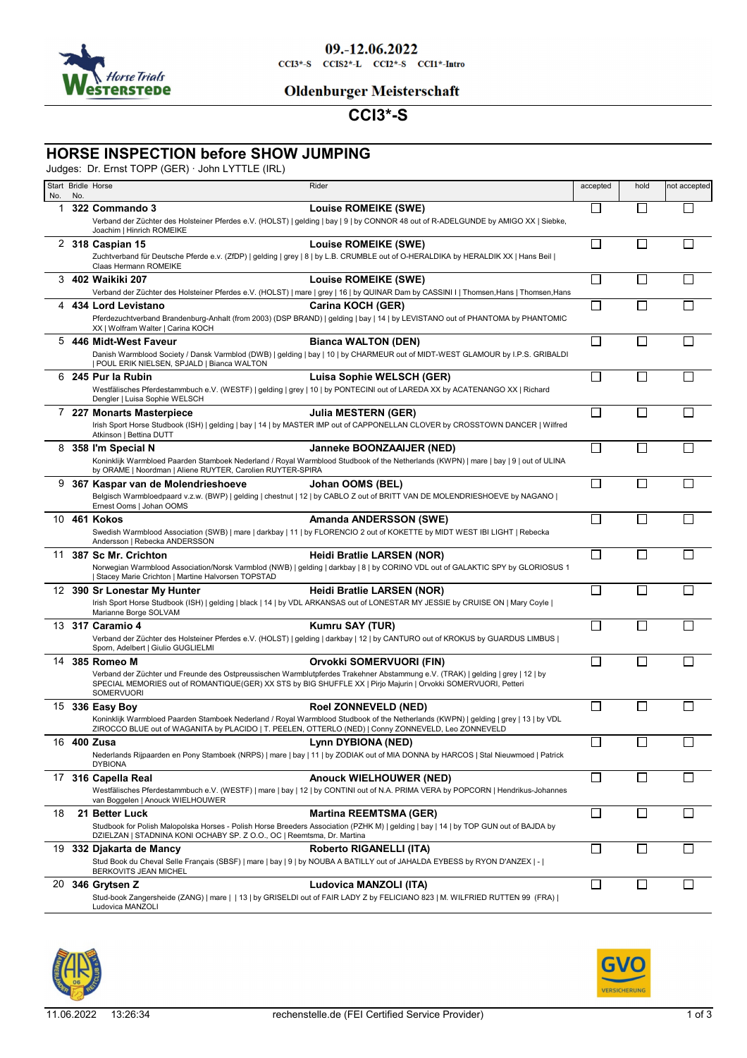09.-12.06.2022

CCI3*-S CCIS2*-L CCI2*-S CCI1*-Intro

**Oldenburger Meisterschaft**

# CCI3*-S

## HORSE INSPECTION before SHOW JUMPING

Judges: Dr. Ernst TOPP (GER) · John LYTTLE (IRL)

| Start No. | Bridle No. | Horse | Rider | accepted | hold | not accepted |
|---|---|---|---|---|---|---|
| 1 | 322 | **Commando 3**<br>Verband der Züchter des Holsteiner Pferdes e.V. (HOLST) \| gelding \| bay \| 9 \| by CONNOR 48 out of R-ADELGUNDE by AMIGO XX \| Siebke, Joachim \| Hinrich ROMEIKE | **Louise ROMEIKE (SWE)** | ☐ | ☐ | ☐ |
| 2 | 318 | **Caspian 15**<br>Zuchtverband für Deutsche Pferde e.v. (ZfDP) \| gelding \| grey \| 8 \| by L.B. CRUMBLE out of O-HERALDIKA by HERALDIK XX \| Hans Beil \| Claas Hermann ROMEIKE | **Louise ROMEIKE (SWE)** | ☐ | ☐ | ☐ |
| 3 | 402 | **Waikiki 207**<br>Verband der Züchter des Holsteiner Pferdes e.V. (HOLST) \| mare \| grey \| 16 \| by QUINAR Dam by CASSINI I \| Thomsen,Hans \| Thomsen,Hans | **Louise ROMEIKE (SWE)** | ☐ | ☐ | ☐ |
| 4 | 434 | **Lord Levistano**<br>Pferdezuchtverband Brandenburg-Anhalt (from 2003) (DSP BRAND) \| gelding \| bay \| 14 \| by LEVISTANO out of PHANTOMA by PHANTOMIC XX \| Wolfram Walter \| Carina KOCH | **Carina KOCH (GER)** | ☐ | ☐ | ☐ |
| 5 | 446 | **Midt-West Faveur**<br>Danish Warmblood Society / Dansk Varmblod (DWB) \| gelding \| bay \| 10 \| by CHARMEUR out of MIDT-WEST GLAMOUR by I.P.S. GRIBALDI \| POUL ERIK NIELSEN, SPJALD \| Bianca WALTON | **Bianca WALTON (DEN)** | ☐ | ☐ | ☐ |
| 6 | 245 | **Pur la Rubin**<br>Westfälisches Pferdestammbuch e.V. (WESTF) \| gelding \| grey \| 10 \| by PONTECINI out of LAREDA XX by ACATENANGO XX \| Richard Dengler \| Luisa Sophie WELSCH | **Luisa Sophie WELSCH (GER)** | ☐ | ☐ | ☐ |
| 7 | 227 | **Monarts Masterpiece**<br>Irish Sport Horse Studbook (ISH) \| gelding \| bay \| 14 \| by MASTER IMP out of CAPPONELLAN CLOVER by CROSSTOWN DANCER \| Wilfred Atkinson \| Bettina DUTT | **Julia MESTERN (GER)** | ☐ | ☐ | ☐ |
| 8 | 358 | **I'm Special N**<br>Koninklijk Warmbloed Paarden Stamboek Nederland / Royal Warmblood Studbook of the Netherlands (KWPN) \| mare \| bay \| 9 \| out of ULINA by ORAME \| Noordman \| Aliene RUYTER, Carolien RUYTER-SPIRA | **Janneke BOONZAAIJER (NED)** | ☐ | ☐ | ☐ |
| 9 | 367 | **Kaspar van de Molendrieshoeve**<br>Belgisch Warmbloedpaard v.z.w. (BWP) \| gelding \| chestnut \| 12 \| by CABLO Z out of BRITT VAN DE MOLENDRIESHOEVE by NAGANO \| Ernest Ooms \| Johan OOMS | **Johan OOMS (BEL)** | ☐ | ☐ | ☐ |
| 10 | 461 | **Kokos**<br>Swedish Warmblood Association (SWB) \| mare \| darkbay \| 11 \| by FLORENCIO 2 out of KOKETTE by MIDT WEST IBI LIGHT \| Rebecka Andersson \| Rebecka ANDERSSON | **Amanda ANDERSSON (SWE)** | ☐ | ☐ | ☐ |
| 11 | 387 | **Sc Mr. Crichton**<br>Norwegian Warmblood Association/Norsk Varmblod (NWB) \| gelding \| darkbay \| 8 \| by CORINO VDL out of GALAKTIC SPY by GLORIOSUS 1 \| Stacey Marie Crichton \| Martine Halvorsen TOPSTAD | **Heidi Bratlie LARSEN (NOR)** | ☐ | ☐ | ☐ |
| 12 | 390 | **Sr Lonestar My Hunter**<br>Irish Sport Horse Studbook (ISH) \| gelding \| black \| 14 \| by VDL ARKANSAS out of LONESTAR MY JESSIE by CRUISE ON \| Mary Coyle \| Marianne Borge SOLVAM | **Heidi Bratlie LARSEN (NOR)** | ☐ | ☐ | ☐ |
| 13 | 317 | **Caramio 4**<br>Verband der Züchter des Holsteiner Pferdes e.V. (HOLST) \| gelding \| darkbay \| 12 \| by CANTURO out of KROKUS by GUARDUS LIMBUS \| Sporn, Adelbert \| Giulio GUGLIELMI | **Kumru SAY (TUR)** | ☐ | ☐ | ☐ |
| 14 | 385 | **Romeo M**<br>Verband der Züchter und Freunde des Ostpreussischen Warmblutpferdes Trakehner Abstammung e.V. (TRAK) \| gelding \| grey \| 12 \| by SPECIAL MEMORIES out of ROMANTIQUE(GER) XX STS by BIG SHUFFLE XX \| Pirjo Majurin \| Orvokki SOMERVUORI, Petteri SOMERVUORI | **Orvokki SOMERVUORI (FIN)** | ☐ | ☐ | ☐ |
| 15 | 336 | **Easy Boy**<br>Koninklijk Warmbloed Paarden Stamboek Nederland / Royal Warmblood Studbook of the Netherlands (KWPN) \| gelding \| grey \| 13 \| by VDL ZIROCCO BLUE out of WAGANITA by PLACIDO \| T. PEELEN, OTTERLO (NED) \| Conny ZONNEVELD, Leo ZONNEVELD | **Roel ZONNEVELD (NED)** | ☐ | ☐ | ☐ |
| 16 | 400 | **Zusa**<br>Nederlands Rijpaarden en Pony Stamboek (NRPS) \| mare \| bay \| 11 \| by ZODIAK out of MIA DONNA by HARCOS \| Stal Nieuwmoed \| Patrick DYBIONA | **Lynn DYBIONA (NED)** | ☐ | ☐ | ☐ |
| 17 | 316 | **Capella Real**<br>Westfälisches Pferdestammbuch e.V. (WESTF) \| mare \| bay \| 12 \| by CONTINI out of N.A. PRIMA VERA by POPCORN \| Hendrikus-Johannes van Boggelen \| Anouck WIELHOUWER | **Anouck WIELHOUWER (NED)** | ☐ | ☐ | ☐ |
| 18 | 21 | **Better Luck**<br>Studbook for Polish Malopolska Horses - Polish Horse Breeders Association (PZHK M) \| gelding \| bay \| 14 \| by TOP GUN out of BAJDA by DZIELZAN \| STADNINA KONI OCHABY SP. Z O.O., OC \| Reemtsma, Dr. Martina | **Martina REEMTSMA (GER)** | ☐ | ☐ | ☐ |
| 19 | 332 | **Djakarta de Mancy**<br>Stud Book du Cheval Selle Français (SBSF) \| mare \| bay \| 9 \| by NOUBA A BATILLY out of JAHALDA EYBESS by RYON D'ANZEX \| - \| BERKOVITS JEAN MICHEL | **Roberto RIGANELLI (ITA)** | ☐ | ☐ | ☐ |
| 20 | 346 | **Grytsen Z**<br>Stud-book Zangersheide (ZANG) \| mare \| \| 13 \| by GRISELDI out of FAIR LADY Z by FELICIANO 823 \| M. WILFRIED RUTTEN 99 (FRA) \| Ludovica MANZOLI | **Ludovica MANZOLI (ITA)** | ☐ | ☐ | ☐ |

11.06.2022 13:26:34 rechenstelle.de (FEI Certified Service Provider)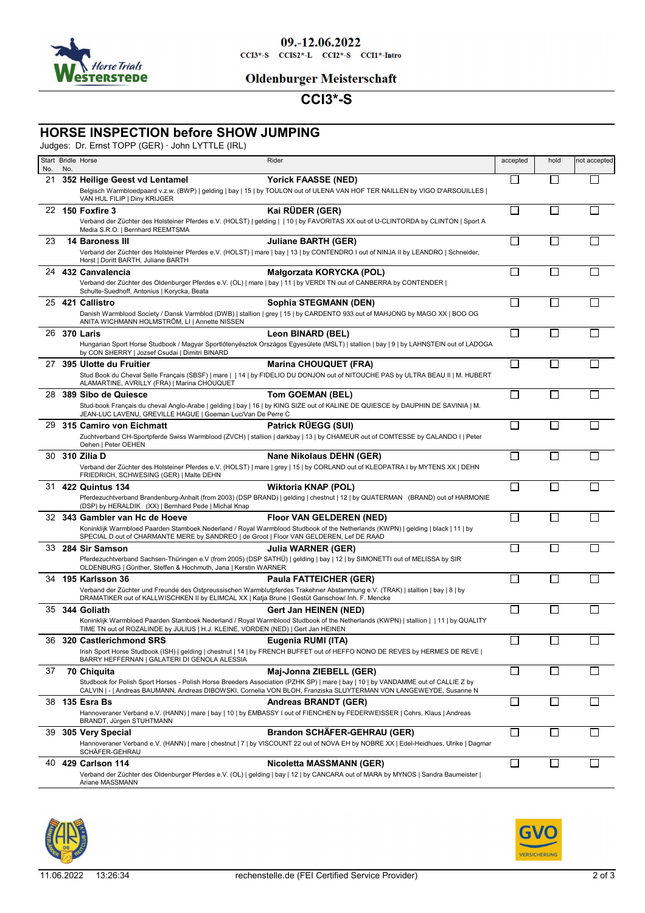09.-12.06.2022

CCI3*-S CCIS2*-L CCI2*-S CCI1*-Intro

Oldenburger Meisterschaft

# CCI3*-S

## HORSE INSPECTION before SHOW JUMPING

Judges: Dr. Ernst TOPP (GER) · John LYTTLE (IRL)

| Start No. | Bridle No. | Horse | Rider | accepted | hold | not accepted |
|---|---|---|---|---|---|---|
| 21 | 352 | **Heilige Geest vd Lentamel**<br>Belgisch Warmbloedpaard v.z.w. (BWP) \| gelding \| bay \| 15 \| by TOULON out of ULENA VAN HOF TER NAILLEN by VIGO D'ARSOUILLES \| VAN HUL FILIP \| Diny KRIJGER | **Yorick FAASSE (NED)** | ☐ | ☐ | ☐ |
| 22 | 150 | **Foxfire 3**<br>Verband der Züchter des Holsteiner Pferdes e.V. (HOLST) \| gelding \| \| 10 \| by FAVORITAS XX out of U-CLINTORDA by CLINTON \| Sport A Media S.R.O. \| Bernhard REEMTSMA | **Kai RÜDER (GER)** | ☐ | ☐ | ☐ |
| 23 | 14 | **Baroness III**<br>Verband der Züchter des Holsteiner Pferdes e.V. (HOLST) \| mare \| bay \| 13 \| by CONTENDRO I out of NINJA II by LEANDRO \| Schneider, Horst \| Doritt BARTH, Juliane BARTH | **Juliane BARTH (GER)** | ☐ | ☐ | ☐ |
| 24 | 432 | **Canvalencia**<br>Verband der Züchter des Oldenburger Pferdes e.V. (OL) \| mare \| bay \| 11 \| by VERDI TN out of CANBERRA by CONTENDER \| Schulte-Suedhoff, Antonius \| Korycka, Beata | **Małgorzata KORYCKA (POL)** | ☐ | ☐ | ☐ |
| 25 | 421 | **Callistro**<br>Danish Warmblood Society / Dansk Varmblod (DWB) \| stallion \| grey \| 15 \| by CARDENTO 933 out of MAHJONG by MAGO XX \| BOO OG ANITA WICHMANN HOLMSTRÖM, LI \| Annette NISSEN | **Sophia STEGMANN (DEN)** | ☐ | ☐ | ☐ |
| 26 | 370 | **Laris**<br>Hungarian Sport Horse Studbook / Magyar Sportlótenyésztok Országos Egyesülete (MSLT) \| stallion \| bay \| 9 \| by LAHNSTEIN out of LADOGA by CON SHERRY \| Jozsef Csudai \| Dimitri BINARD | **Leon BINARD (BEL)** | ☐ | ☐ | ☐ |
| 27 | 395 | **Ulotte du Fruitier**<br>Stud Book du Cheval Selle Français (SBSF) \| mare \| \| 14 \| by FIDELIO DU DONJON out of NITOUCHE PAS by ULTRA BEAU II \| M. HUBERT ALAMARTINE, AVRILLY (FRA) \| Marina CHOUQUET | **Marina CHOUQUET (FRA)** | ☐ | ☐ | ☐ |
| 28 | 389 | **Sibo de Quiesce**<br>Stud-book Français du cheval Anglo-Arabe \| gelding \| bay \| 16 \| by KING SIZE out of KALINE DE QUIESCE by DAUPHIN DE SAVINIA \| M. JEAN-LUC LAVENU, GREVILLE HAGUE \| Goeman Luc/Van De Perre C | **Tom GOEMAN (BEL)** | ☐ | ☐ | ☐ |
| 29 | 315 | **Camiro von Eichmatt**<br>Zuchtverband CH-Sportpferde Swiss Warmblood (ZVCH) \| stallion \| darkbay \| 13 \| by CHAMEUR out of COMTESSE by CALANDO I \| Peter Oehen \| Peter OEHEN | **Patrick RÜEGG (SUI)** | ☐ | ☐ | ☐ |
| 30 | 310 | **Zilia D**<br>Verband der Züchter des Holsteiner Pferdes e.V. (HOLST) \| mare \| grey \| 15 \| by CORLAND out of KLEOPATRA I by MYTENS XX \| DEHN FRIEDRICH, SCHWESING (GER) \| Malte DEHN | **Nane Nikolaus DEHN (GER)** | ☐ | ☐ | ☐ |
| 31 | 422 | **Quintus 134**<br>Pferdezuchtverband Brandenburg-Anhalt (from 2003) (DSP BRAND) \| gelding \| chestnut \| 12 \| by QUATERMAN (BRAND) out of HARMONIE (DSP) by HERALDIK (XX) \| Bernhard Pede \| Michal Knap | **Wiktoria KNAP (POL)** | ☐ | ☐ | ☐ |
| 32 | 343 | **Gambler van Hc de Hoeve**<br>Koninklijk Warmbloed Paarden Stamboek Nederland / Royal Warmblood Studbook of the Netherlands (KWPN) \| gelding \| black \| 11 \| by SPECIAL D out of CHARMANTE MERE by SANDREO \| de Groot \| Floor VAN GELDEREN, Lef DE RAAD | **Floor VAN GELDEREN (NED)** | ☐ | ☐ | ☐ |
| 33 | 284 | **Sir Samson**<br>Pferdezuchtverband Sachsen-Thüringen e.V (from 2005) (DSP SATHÜ) \| gelding \| bay \| 12 \| by SIMONETTI out of MELISSA by SIR OLDENBURG \| Günther, Steffen & Hochmuth, Jana \| Kerstin WARNER | **Julia WARNER (GER)** | ☐ | ☐ | ☐ |
| 34 | 195 | **Karlsson 36**<br>Verband der Züchter und Freunde des Ostpreussischen Warmblutpferdes Trakehner Abstammung e.V. (TRAK) \| stallion \| bay \| 8 \| by DRAMATIKER out of KALLWISCHKEN II by ELIMCAL XX \| Katja Brune \| Gestüt Ganschow/ Inh. F. Mencke | **Paula FATTEICHER (GER)** | ☐ | ☐ | ☐ |
| 35 | 344 | **Goliath**<br>Koninklijk Warmbloed Paarden Stamboek Nederland / Royal Warmblood Studbook of the Netherlands (KWPN) \| stallion \| \| 11 \| by QUALITY TIME TN out of ROZALINDE by JULIUS \| H.J. KLEINE, VORDEN (NED) \| Gert Jan HEINEN | **Gert Jan HEINEN (NED)** | ☐ | ☐ | ☐ |
| 36 | 320 | **Castlerichmond SRS**<br>Irish Sport Horse Studbook (ISH) \| gelding \| chestnut \| 14 \| by FRENCH BUFFET out of HEFFO NONO DE REVES by HERMES DE REVE \| BARRY HEFFERNAN \| GALATERI DI GENOLA ALESSIA | **Eugenia RUMI (ITA)** | ☐ | ☐ | ☐ |
| 37 | 70 | **Chiquita**<br>Studbook for Polish Sport Horses - Polish Horse Breeders Association (PZHK SP) \| mare \| bay \| 10 \| by VANDAMME out of CALLIE Z by CALVIN \| - \| Andreas BAUMANN, Andreas DIBOWSKI, Cornelia VON BLOH, Franziska SLUYTERMAN VON LANGEWEYDE, Susanne N | **Maj-Jonna ZIEBELL (GER)** | ☐ | ☐ | ☐ |
| 38 | 135 | **Esra Bs**<br>Hannoveraner Verband e.V. (HANN) \| mare \| bay \| 10 \| by EMBASSY I out of FIENCHEN by FEDERWEISSER \| Cohrs, Klaus \| Andreas BRANDT, Jürgen STUHTMANN | **Andreas BRANDT (GER)** | ☐ | ☐ | ☐ |
| 39 | 305 | **Very Special**<br>Hannoveraner Verband e.V. (HANN) \| mare \| chestnut \| 7 \| by VISCOUNT 22 out of NOVA EH by NOBRE XX \| Edel-Heidhues, Ulrike \| Dagmar SCHÄFER-GEHRAU | **Brandon SCHÄFER-GEHRAU (GER)** | ☐ | ☐ | ☐ |
| 40 | 429 | **Carlson 114**<br>Verband der Züchter des Oldenburger Pferdes e.V. (OL) \| gelding \| bay \| 12 \| by CANCARA out of MARA by MYNOS \| Sandra Baumeister \| Ariane MASSMANN | **Nicoletta MASSMANN (GER)** | ☐ | ☐ | ☐ |

11.06.2022 13:26:34 rechenstelle.de (FEI Certified Service Provider)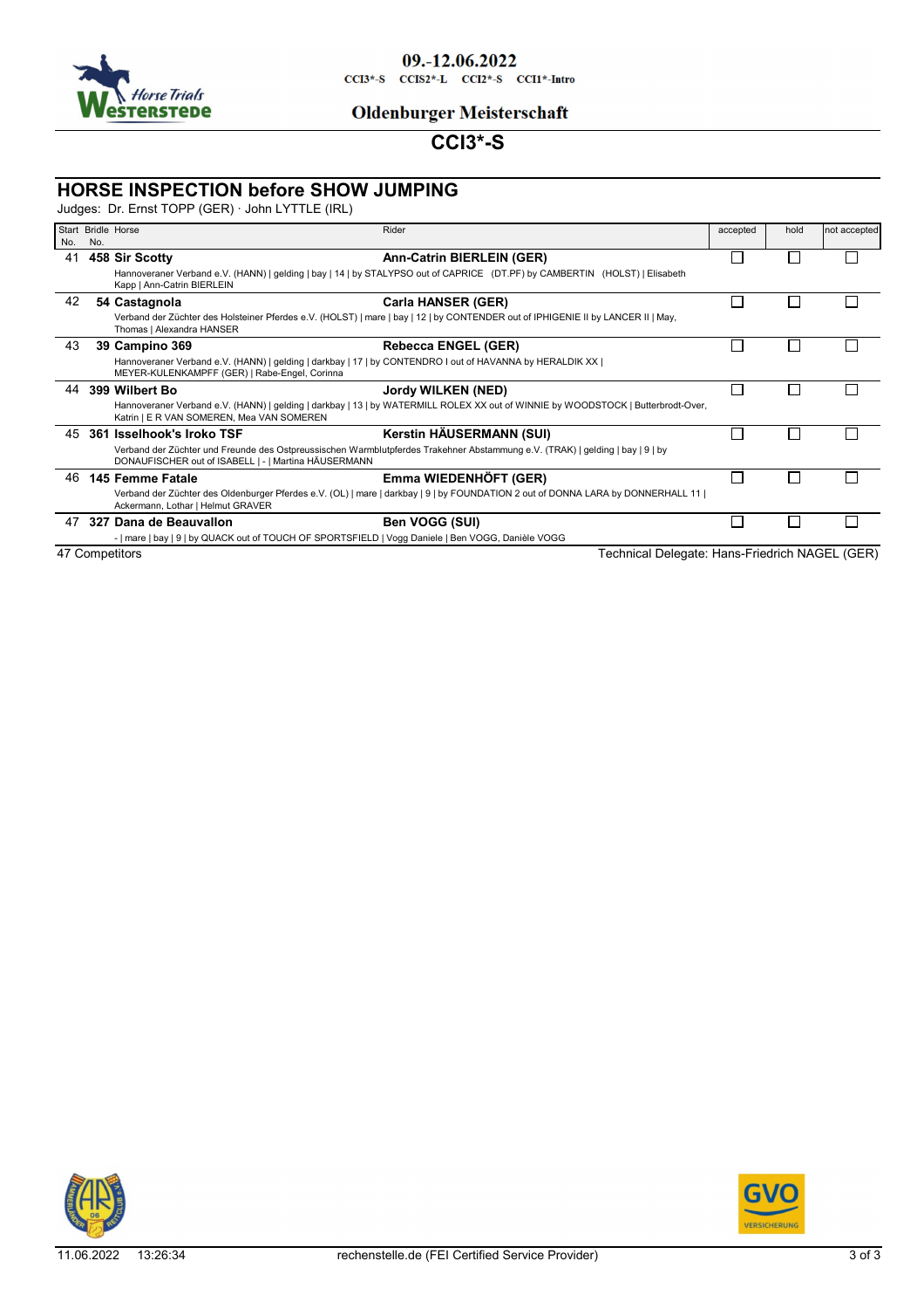09.-12.06.2022

CCI3*-S CCIS2*-L CCI2*-S CCI1*-Intro

Oldenburger Meisterschaft

# CCI3*-S

## HORSE INSPECTION before SHOW JUMPING

Judges: Dr. Ernst TOPP (GER) · John LYTTLE (IRL)

| Start No. | Bridle No. | Horse | Rider | accepted | hold | not accepted |
|---|---|---|---|---|---|---|
| 41 | 458 | **Sir Scotty**<br>Hannoveraner Verband e.V. (HANN) \| gelding \| bay \| 14 \| by STALYPSO out of CAPRICE (DT.PF) by CAMBERTIN (HOLST) \| Elisabeth Kapp \| Ann-Catrin BIERLEIN | **Ann-Catrin BIERLEIN (GER)** | ☐ | ☐ | ☐ |
| 42 | 54 | **Castagnola**<br>Verband der Züchter des Holsteiner Pferdes e.V. (HOLST) \| mare \| bay \| 12 \| by CONTENDER out of IPHIGENIE II by LANCER II \| May, Thomas \| Alexandra HANSER | **Carla HANSER (GER)** | ☐ | ☐ | ☐ |
| 43 | 39 | **Campino 369**<br>Hannoveraner Verband e.V. (HANN) \| gelding \| darkbay \| 17 \| by CONTENDRO I out of HAVANNA by HERALDIK XX \| MEYER-KULENKAMPFF (GER) \| Rabe-Engel, Corinna | **Rebecca ENGEL (GER)** | ☐ | ☐ | ☐ |
| 44 | 399 | **Wilbert Bo**<br>Hannoveraner Verband e.V. (HANN) \| gelding \| darkbay \| 13 \| by WATERMILL ROLEX XX out of WINNIE by WOODSTOCK \| Butterbrodt-Over, Katrin \| E R VAN SOMEREN, Mea VAN SOMEREN | **Jordy WILKEN (NED)** | ☐ | ☐ | ☐ |
| 45 | 361 | **Isselhook's Iroko TSF**<br>Verband der Züchter und Freunde des Ostpreussischen Warmblutpferdes Trakehner Abstammung e.V. (TRAK) \| gelding \| bay \| 9 \| by DONAUFISCHER out of ISABELL \| - \| Martina HÄUSERMANN | **Kerstin HÄUSERMANN (SUI)** | ☐ | ☐ | ☐ |
| 46 | 145 | **Femme Fatale**<br>Verband der Züchter des Oldenburger Pferdes e.V. (OL) \| mare \| darkbay \| 9 \| by FOUNDATION 2 out of DONNA LARA by DONNERHALL 11 \| Ackermann, Lothar \| Helmut GRAVER | **Emma WIEDENHÖFT (GER)** | ☐ | ☐ | ☐ |
| 47 | 327 | **Dana de Beauvallon**<br>- \| mare \| bay \| 9 \| by QUACK out of TOUCH OF SPORTSFIELD \| Vogg Daniele \| Ben VOGG, Danièle VOGG | **Ben VOGG (SUI)** | ☐ | ☐ | ☐ |

47 Competitors

Technical Delegate: Hans-Friedrich NAGEL (GER)

11.06.2022 13:26:34 rechenstelle.de (FEI Certified Service Provider)